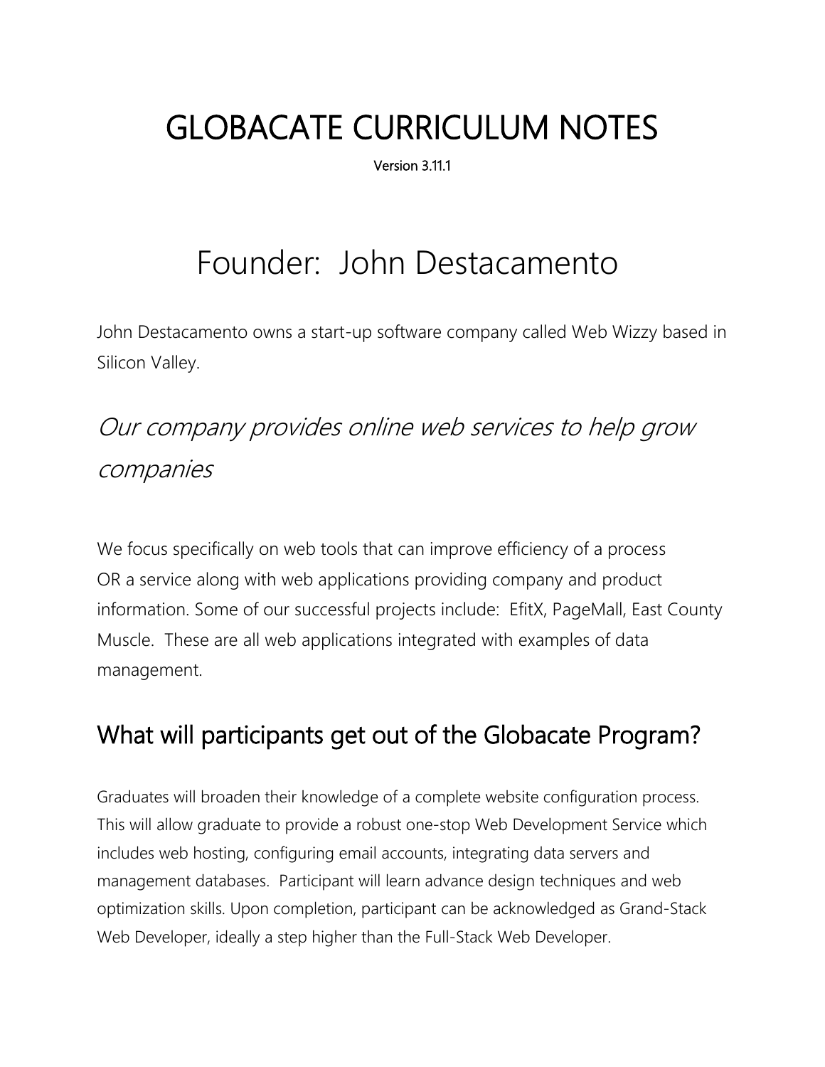# GLOBACATE CURRICULUM NOTES

**Version 3.11.1**

# Founder: John Destacamento

John Destacamento owns a start-up software company called Web Wizzy based in Silicon Valley.

*Our company provides online web services to help grow companies*

We focus specifically on web tools that can improve efficiency of a process OR a service along with web applications providing company and product information. Some of our successful projects include: EfitX, PageMall, East County Muscle. These are all web applications integrated with examples of data management.

## What will participants get out of the Globacate Program?

Graduates will broaden their knowledge of a complete website configuration process. This will allow graduate to provide a robust one-stop Web Development Service which includes web hosting, configuring email accounts, integrating data servers and management databases. Participant will learn advance design techniques and web optimization skills. Upon completion, participant can be acknowledged as Grand-Stack Web Developer, ideally a step higher than the Full-Stack Web Developer.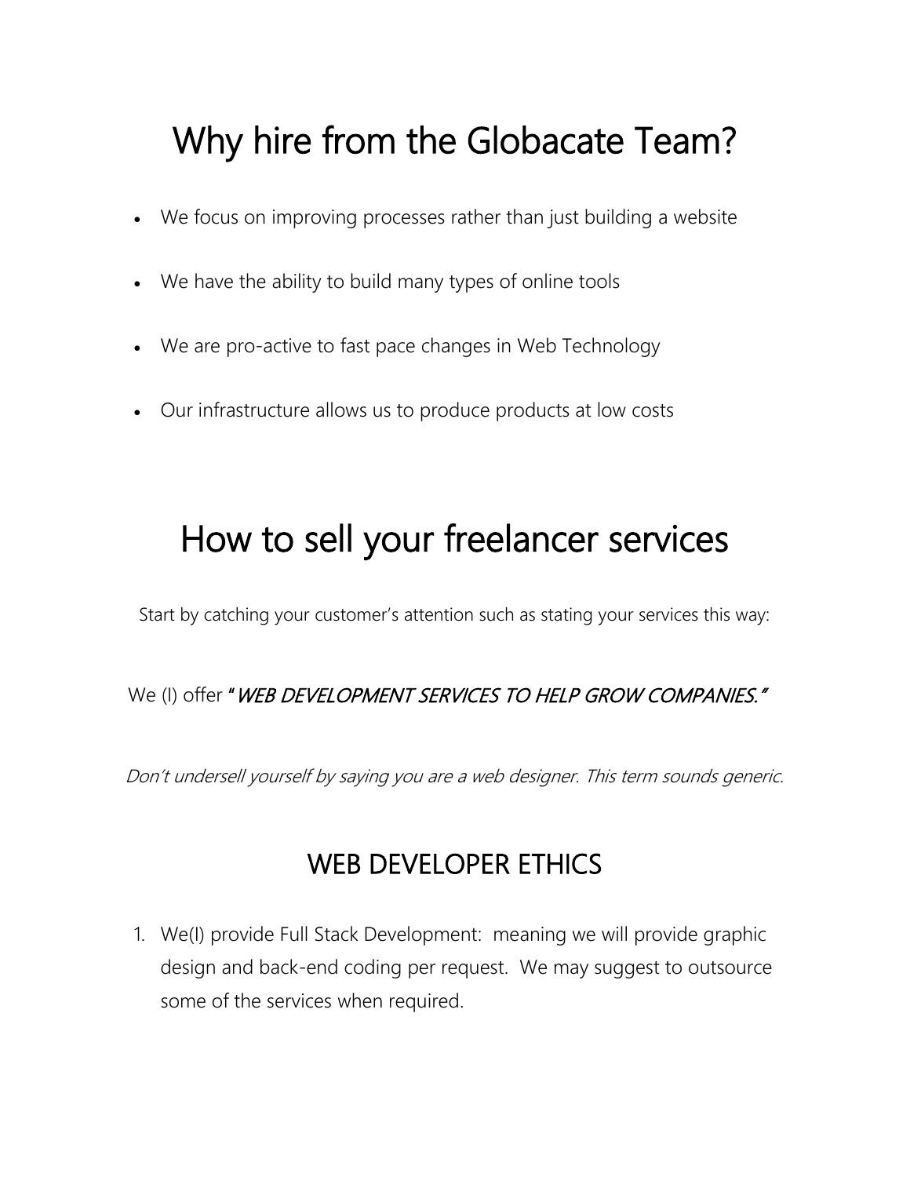# Why hire from the Globacate Team?

- We focus on improving processes rather than just building a website
- We have the ability to build many types of online tools
- We are pro-active to fast pace changes in Web Technology
- Our infrastructure allows us to produce products at low costs

# How to sell your freelancer services

Start by catching your customer's attention such as stating your services this way:

We (I) offer *"WEB DEVELOPMENT SERVICES TO HELP GROW COMPANIES."*

*Don't undersell yourself by saying you are a web designer. This term sounds generic.*

## WEB DEVELOPER ETHICS

1. We(I) provide Full Stack Development: meaning we will provide graphic design and back-end coding per request. We may suggest to outsource some of the services when required.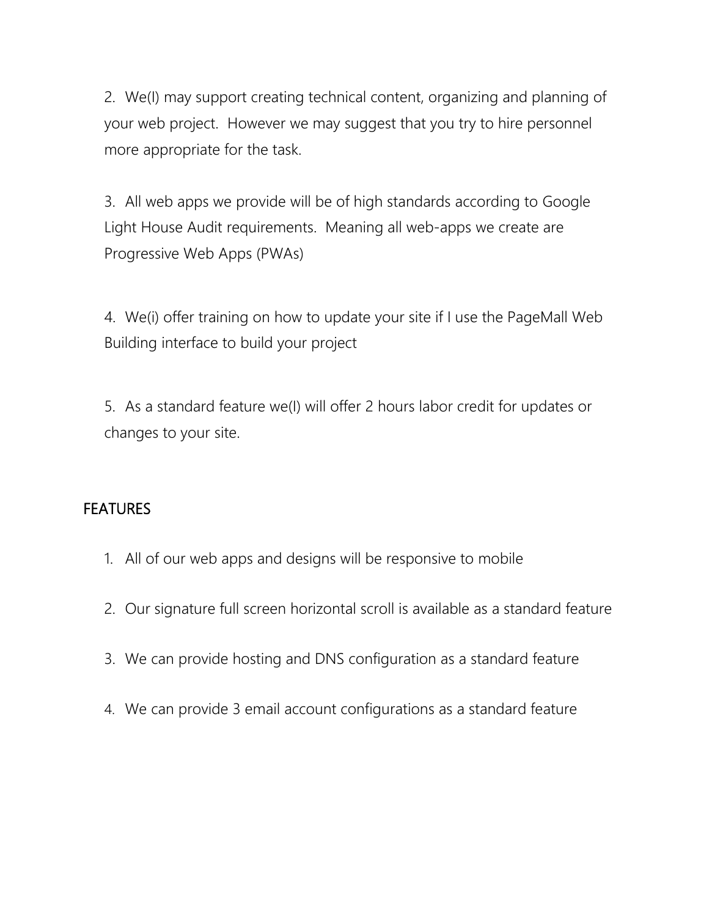2. We(I) may support creating technical content, organizing and planning of your web project.  However we may suggest that you try to hire personnel more appropriate for the task.

3. All web apps we provide will be of high standards according to Google Light House Audit requirements.  Meaning all web-apps we create are Progressive Web Apps (PWAs)

4. We(i) offer training on how to update your site if I use the PageMall Web Building interface to build your project

5. As a standard feature we(I) will offer 2 hours labor credit for updates or changes to your site.

## FEATURES

1. All of our web apps and designs will be responsive to mobile
2. Our signature full screen horizontal scroll is available as a standard feature
3. We can provide hosting and DNS configuration as a standard feature
4. We can provide 3 email account configurations as a standard feature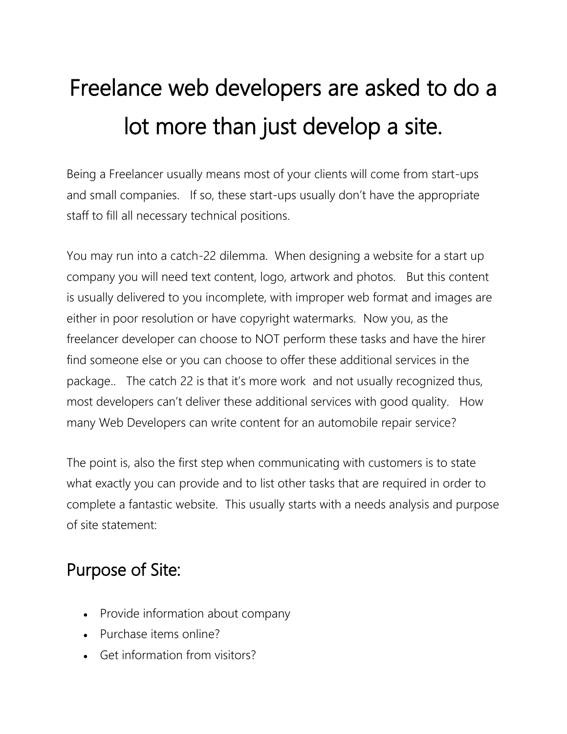# Freelance web developers are asked to do a lot more than just develop a site.

Being a Freelancer usually means most of your clients will come from start-ups and small companies. If so, these start-ups usually don't have the appropriate staff to fill all necessary technical positions.

You may run into a catch-22 dilemma. When designing a website for a start up company you will need text content, logo, artwork and photos. But this content is usually delivered to you incomplete, with improper web format and images are either in poor resolution or have copyright watermarks. Now you, as the freelancer developer can choose to NOT perform these tasks and have the hirer find someone else or you can choose to offer these additional services in the package.. The catch 22 is that it's more work and not usually recognized thus, most developers can't deliver these additional services with good quality. How many Web Developers can write content for an automobile repair service?

The point is, also the first step when communicating with customers is to state what exactly you can provide and to list other tasks that are required in order to complete a fantastic website. This usually starts with a needs analysis and purpose of site statement:

## Purpose of Site:

- Provide information about company
- Purchase items online?
- Get information from visitors?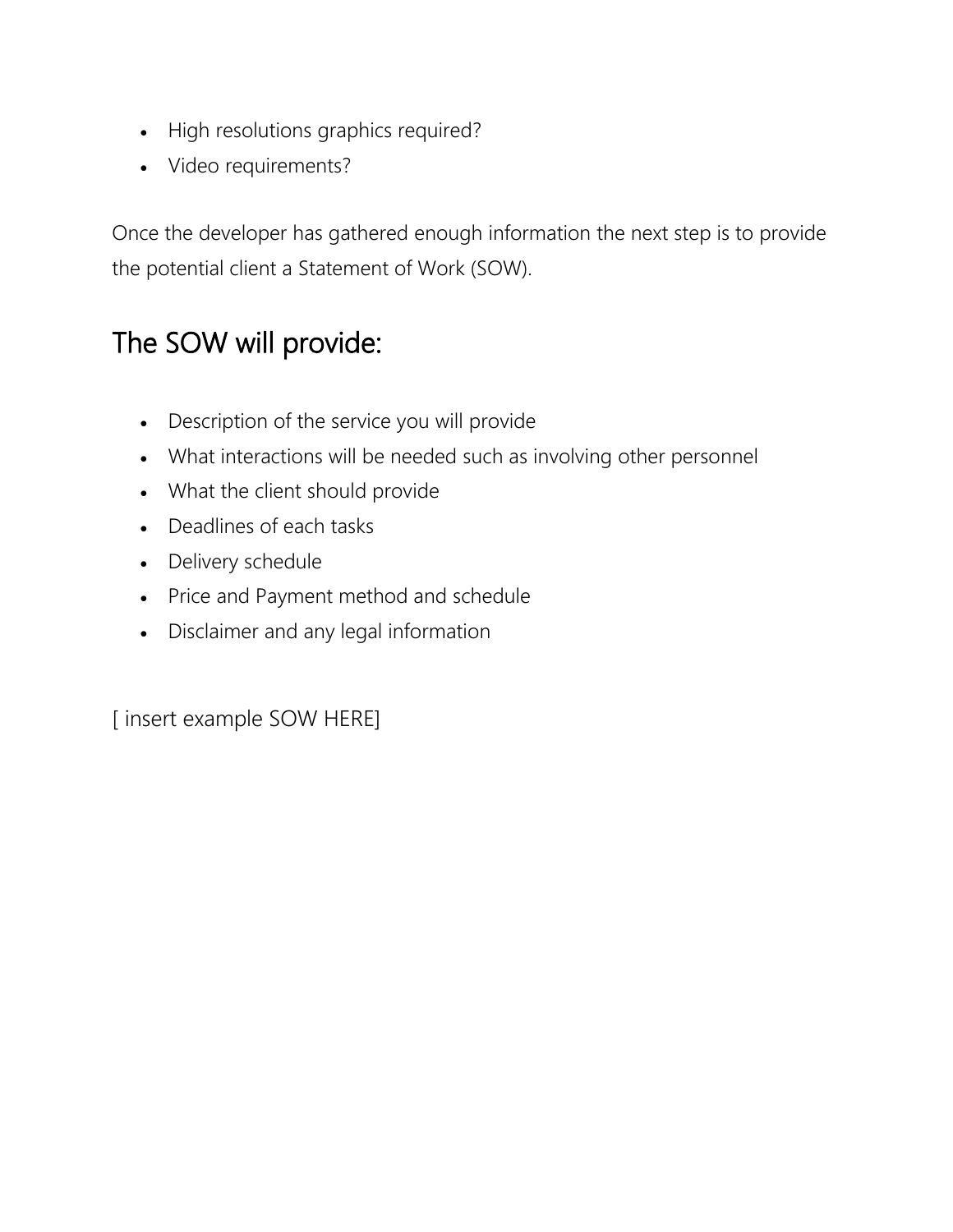- High resolutions graphics required?
- Video requirements?

Once the developer has gathered enough information the next step is to provide the potential client a Statement of Work (SOW).

## The SOW will provide:

- Description of the service you will provide
- What interactions will be needed such as involving other personnel
- What the client should provide
- Deadlines of each tasks
- Delivery schedule
- Price and Payment method and schedule
- Disclaimer and any legal information

[ insert example SOW HERE]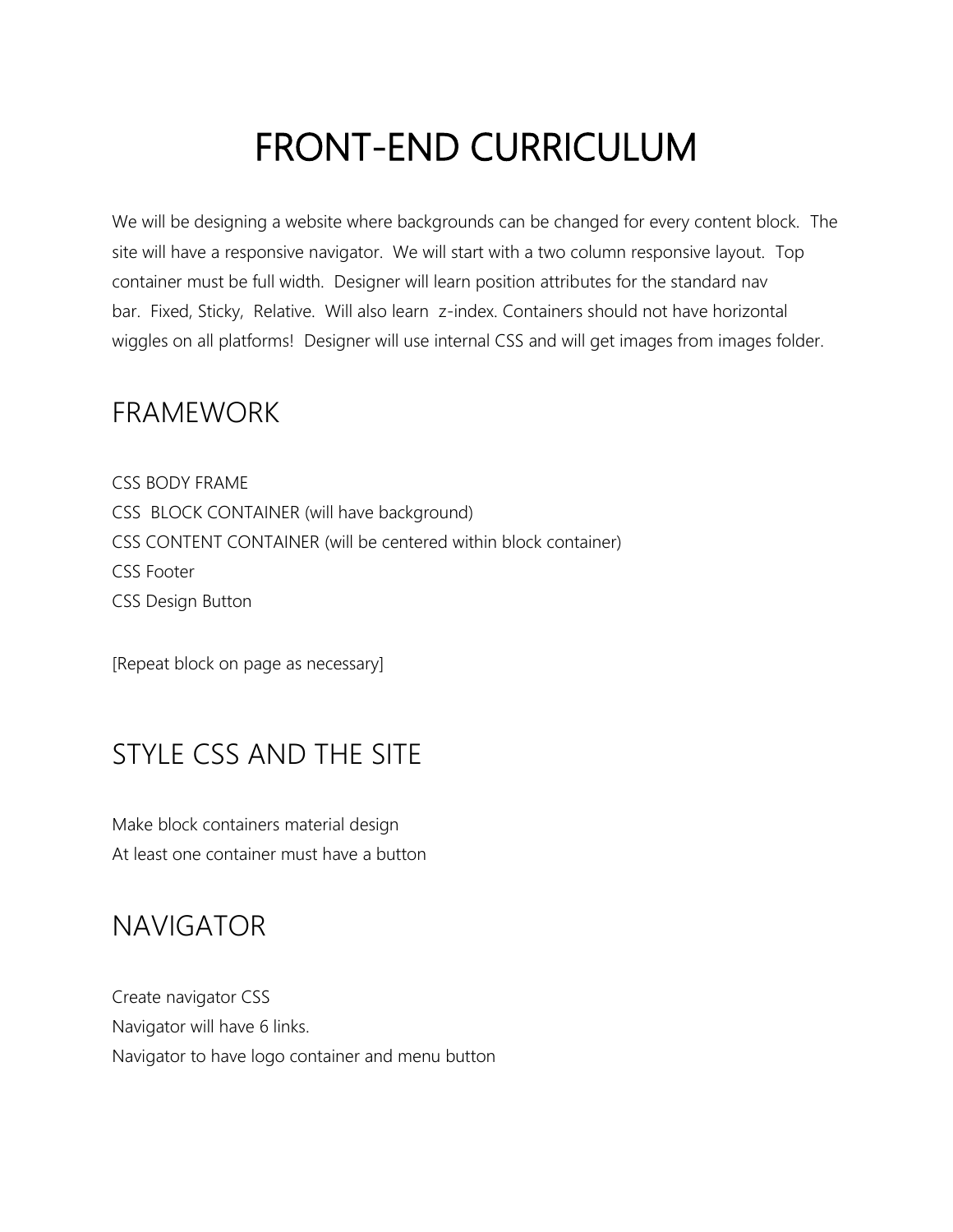# FRONT-END CURRICULUM

We will be designing a website where backgrounds can be changed for every content block. The site will have a responsive navigator. We will start with a two column responsive layout. Top container must be full width. Designer will learn position attributes for the standard nav bar. Fixed, Sticky, Relative. Will also learn z-index. Containers should not have horizontal wiggles on all platforms! Designer will use internal CSS and will get images from images folder.

## FRAMEWORK

CSS BODY FRAME
CSS BLOCK CONTAINER (will have background)
CSS CONTENT CONTAINER (will be centered within block container)
CSS Footer
CSS Design Button

[Repeat block on page as necessary]

## STYLE CSS AND THE SITE

Make block containers material design
At least one container must have a button

## NAVIGATOR

Create navigator CSS
Navigator will have 6 links.
Navigator to have logo container and menu button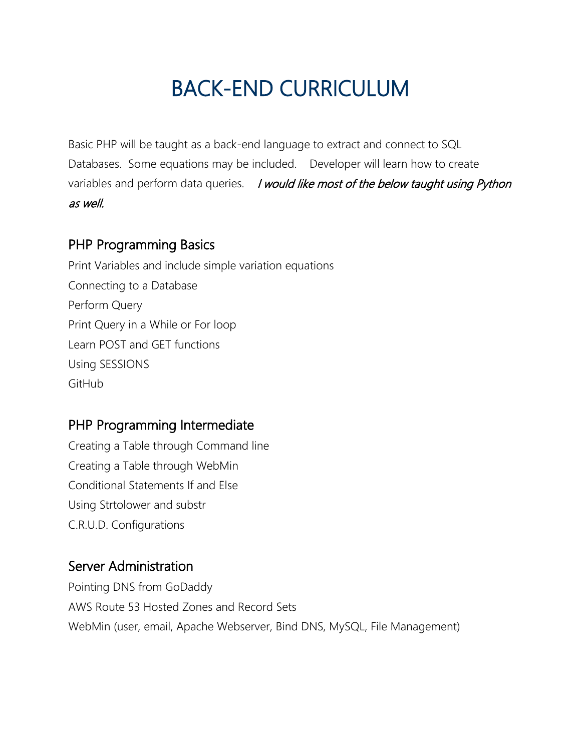# BACK-END CURRICULUM

Basic PHP will be taught as a back-end language to extract and connect to SQL Databases. Some equations may be included. Developer will learn how to create variables and perform data queries. *I would like most of the below taught using Python as well.*

## PHP Programming Basics

Print Variables and include simple variation equations
Connecting to a Database
Perform Query
Print Query in a While or For loop
Learn POST and GET functions
Using SESSIONS
GitHub

## PHP Programming Intermediate

Creating a Table through Command line
Creating a Table through WebMin
Conditional Statements If and Else
Using Strtolower and substr
C.R.U.D. Configurations

## Server Administration

Pointing DNS from GoDaddy
AWS Route 53 Hosted Zones and Record Sets
WebMin (user, email, Apache Webserver, Bind DNS, MySQL, File Management)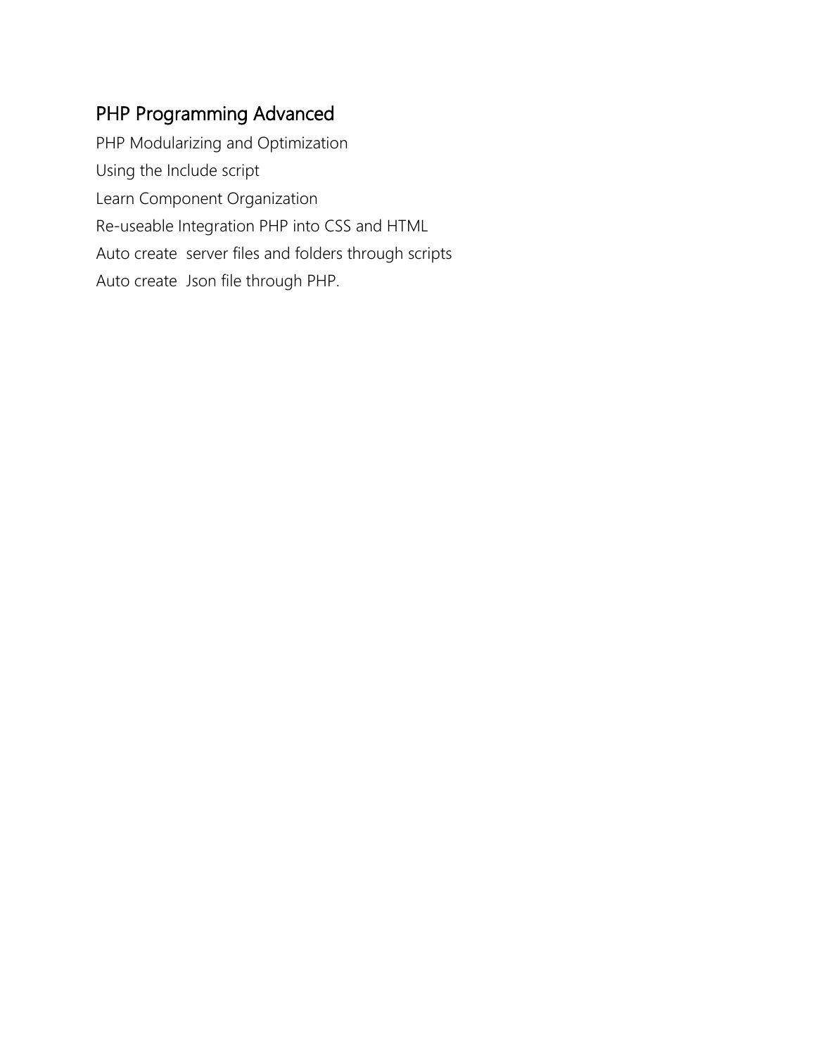## PHP Programming Advanced

PHP Modularizing and Optimization

Using the Include script

Learn Component Organization

Re-useable Integration PHP into CSS and HTML

Auto create  server files and folders through scripts

Auto create  Json file through PHP.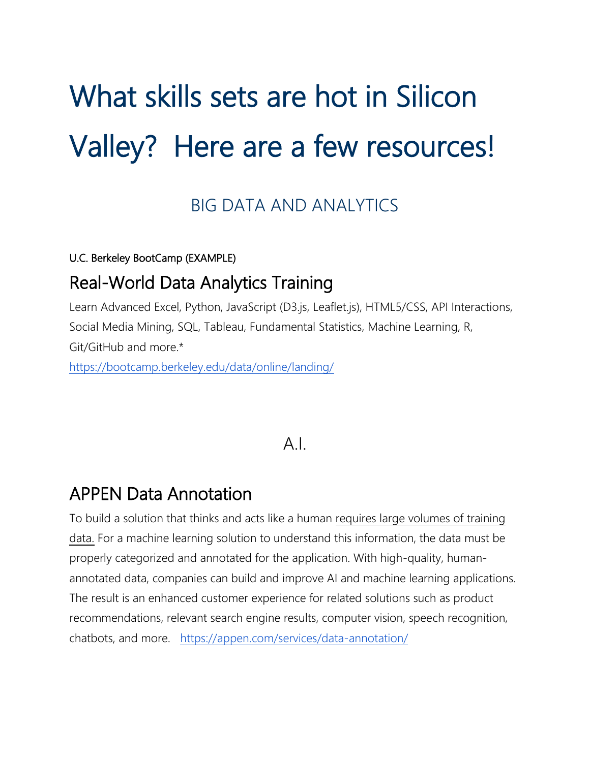# What skills sets are hot in Silicon Valley?  Here are a few resources!

## BIG DATA AND ANALYTICS

U.C. Berkeley BootCamp (EXAMPLE)

### Real-World Data Analytics Training

Learn Advanced Excel, Python, JavaScript (D3.js, Leaflet.js), HTML5/CSS, API Interactions, Social Media Mining, SQL, Tableau, Fundamental Statistics, Machine Learning, R, Git/GitHub and more.*

https://bootcamp.berkeley.edu/data/online/landing/

## A.I.

### APPEN Data Annotation

To build a solution that thinks and acts like a human requires large volumes of training data. For a machine learning solution to understand this information, the data must be properly categorized and annotated for the application. With high-quality, human-annotated data, companies can build and improve AI and machine learning applications. The result is an enhanced customer experience for related solutions such as product recommendations, relevant search engine results, computer vision, speech recognition, chatbots, and more.   https://appen.com/services/data-annotation/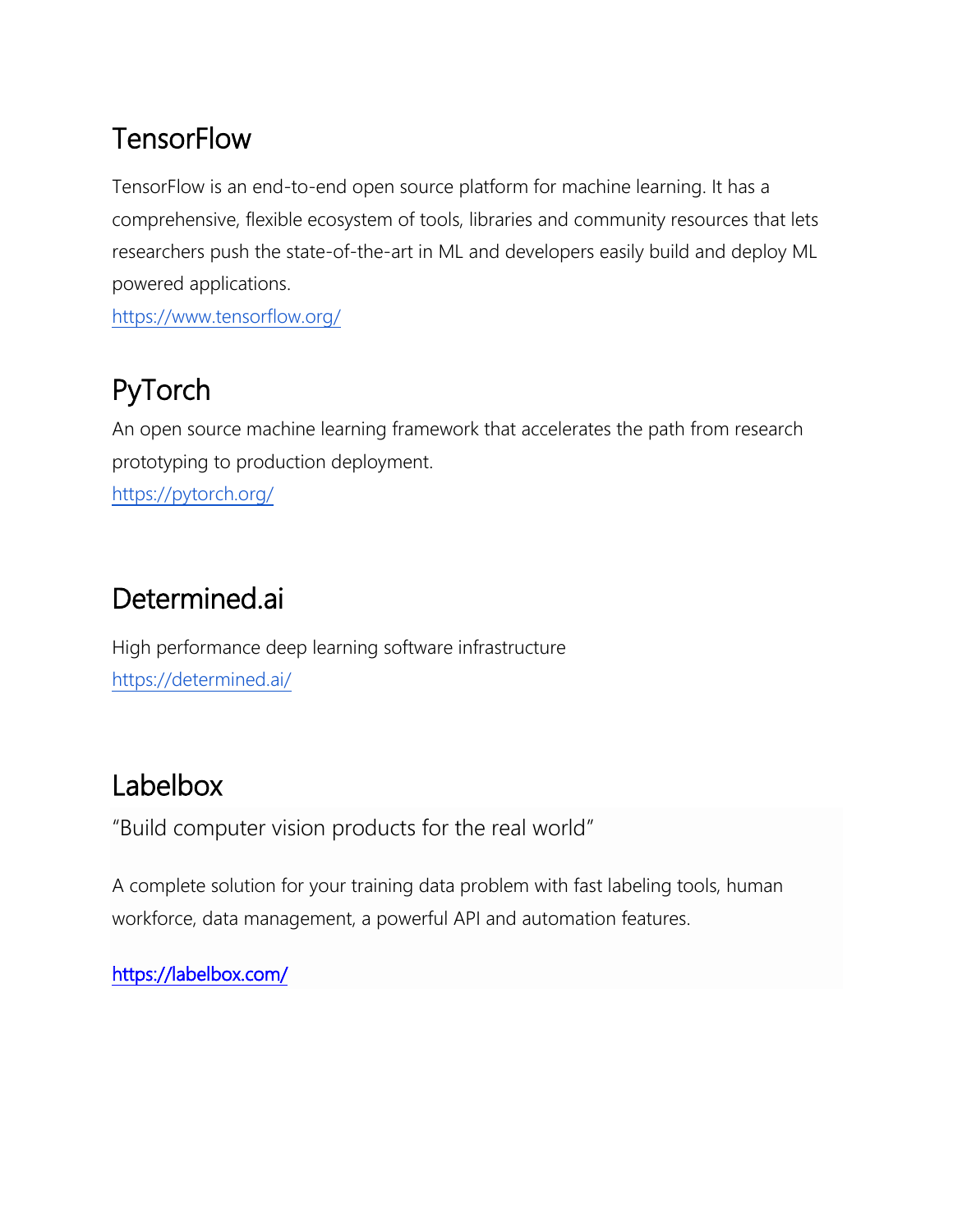## TensorFlow

TensorFlow is an end-to-end open source platform for machine learning. It has a comprehensive, flexible ecosystem of tools, libraries and community resources that lets researchers push the state-of-the-art in ML and developers easily build and deploy ML powered applications.

https://www.tensorflow.org/

## PyTorch

An open source machine learning framework that accelerates the path from research prototyping to production deployment.

https://pytorch.org/

## Determined.ai

High performance deep learning software infrastructure

https://determined.ai/

## Labelbox

“Build computer vision products for the real world”

A complete solution for your training data problem with fast labeling tools, human workforce, data management, a powerful API and automation features.

https://labelbox.com/